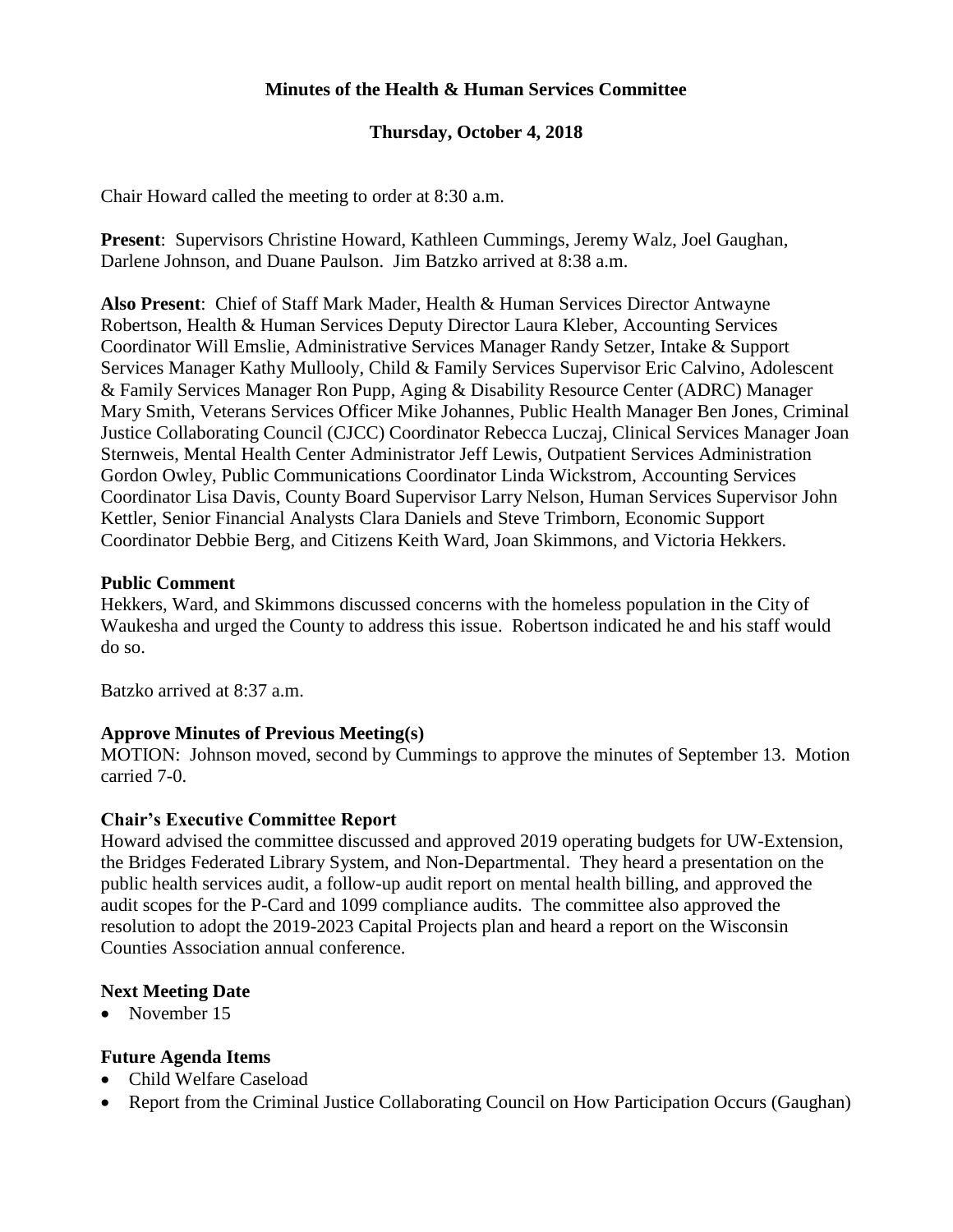# Minutes of the Health & Human Services Committee

## Thursday, October 4, 2018

Chair Howard called the meeting to order at 8:30 a.m.

**Present**: Supervisors Christine Howard, Kathleen Cummings, Jeremy Walz, Joel Gaughan, Darlene Johnson, and Duane Paulson. Jim Batzko arrived at 8:38 a.m.

**Also Present**: Chief of Staff Mark Mader, Health & Human Services Director Antwayne Robertson, Health & Human Services Deputy Director Laura Kleber, Accounting Services Coordinator Will Emslie, Administrative Services Manager Randy Setzer, Intake & Support Services Manager Kathy Mullooly, Child & Family Services Supervisor Eric Calvino, Adolescent & Family Services Manager Ron Pupp, Aging & Disability Resource Center (ADRC) Manager Mary Smith, Veterans Services Officer Mike Johannes, Public Health Manager Ben Jones, Criminal Justice Collaborating Council (CJCC) Coordinator Rebecca Luczaj, Clinical Services Manager Joan Sternweis, Mental Health Center Administrator Jeff Lewis, Outpatient Services Administration Gordon Owley, Public Communications Coordinator Linda Wickstrom, Accounting Services Coordinator Lisa Davis, County Board Supervisor Larry Nelson, Human Services Supervisor John Kettler, Senior Financial Analysts Clara Daniels and Steve Trimborn, Economic Support Coordinator Debbie Berg, and Citizens Keith Ward, Joan Skimmons, and Victoria Hekkers.

### Public Comment

Hekkers, Ward, and Skimmons discussed concerns with the homeless population in the City of Waukesha and urged the County to address this issue. Robertson indicated he and his staff would do so.

Batzko arrived at 8:37 a.m.

### Approve Minutes of Previous Meeting(s)

MOTION: Johnson moved, second by Cummings to approve the minutes of September 13. Motion carried 7-0.

### Chair's Executive Committee Report

Howard advised the committee discussed and approved 2019 operating budgets for UW-Extension, the Bridges Federated Library System, and Non-Departmental. They heard a presentation on the public health services audit, a follow-up audit report on mental health billing, and approved the audit scopes for the P-Card and 1099 compliance audits. The committee also approved the resolution to adopt the 2019-2023 Capital Projects plan and heard a report on the Wisconsin Counties Association annual conference.

### Next Meeting Date

- November 15

### Future Agenda Items

- Child Welfare Caseload
- Report from the Criminal Justice Collaborating Council on How Participation Occurs (Gaughan)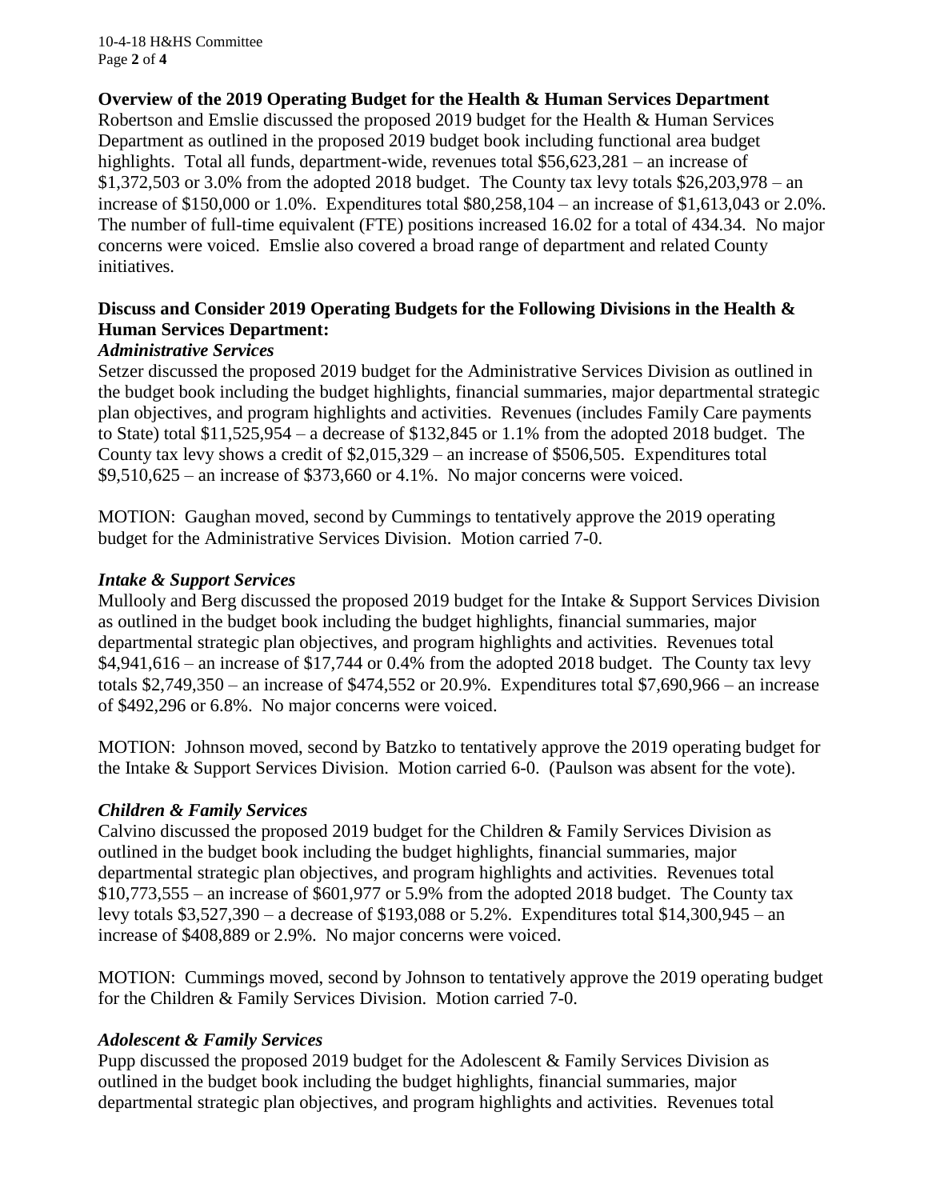**Overview of the 2019 Operating Budget for the Health & Human Services Department**

Robertson and Emslie discussed the proposed 2019 budget for the Health & Human Services Department as outlined in the proposed 2019 budget book including functional area budget highlights. Total all funds, department-wide, revenues total $56,623,281 – an increase of $1,372,503 or 3.0% from the adopted 2018 budget. The County tax levy totals $26,203,978 – an increase of $150,000 or 1.0%. Expenditures total $80,258,104 – an increase of $1,613,043 or 2.0%. The number of full-time equivalent (FTE) positions increased 16.02 for a total of 434.34. No major concerns were voiced. Emslie also covered a broad range of department and related County initiatives.

**Discuss and Consider 2019 Operating Budgets for the Following Divisions in the Health & Human Services Department:**

***Administrative Services***

Setzer discussed the proposed 2019 budget for the Administrative Services Division as outlined in the budget book including the budget highlights, financial summaries, major departmental strategic plan objectives, and program highlights and activities. Revenues (includes Family Care payments to State) total $11,525,954 – a decrease of $132,845 or 1.1% from the adopted 2018 budget. The County tax levy shows a credit of $2,015,329 – an increase of $506,505. Expenditures total $9,510,625 – an increase of $373,660 or 4.1%. No major concerns were voiced.

MOTION: Gaughan moved, second by Cummings to tentatively approve the 2019 operating budget for the Administrative Services Division. Motion carried 7-0.

***Intake & Support Services***

Mullooly and Berg discussed the proposed 2019 budget for the Intake & Support Services Division as outlined in the budget book including the budget highlights, financial summaries, major departmental strategic plan objectives, and program highlights and activities. Revenues total $4,941,616 – an increase of $17,744 or 0.4% from the adopted 2018 budget. The County tax levy totals $2,749,350 – an increase of $474,552 or 20.9%. Expenditures total $7,690,966 – an increase of $492,296 or 6.8%. No major concerns were voiced.

MOTION: Johnson moved, second by Batzko to tentatively approve the 2019 operating budget for the Intake & Support Services Division. Motion carried 6-0. (Paulson was absent for the vote).

***Children & Family Services***

Calvino discussed the proposed 2019 budget for the Children & Family Services Division as outlined in the budget book including the budget highlights, financial summaries, major departmental strategic plan objectives, and program highlights and activities. Revenues total $10,773,555 – an increase of $601,977 or 5.9% from the adopted 2018 budget. The County tax levy totals $3,527,390 – a decrease of $193,088 or 5.2%. Expenditures total $14,300,945 – an increase of $408,889 or 2.9%. No major concerns were voiced.

MOTION: Cummings moved, second by Johnson to tentatively approve the 2019 operating budget for the Children & Family Services Division. Motion carried 7-0.

***Adolescent & Family Services***

Pupp discussed the proposed 2019 budget for the Adolescent & Family Services Division as outlined in the budget book including the budget highlights, financial summaries, major departmental strategic plan objectives, and program highlights and activities. Revenues total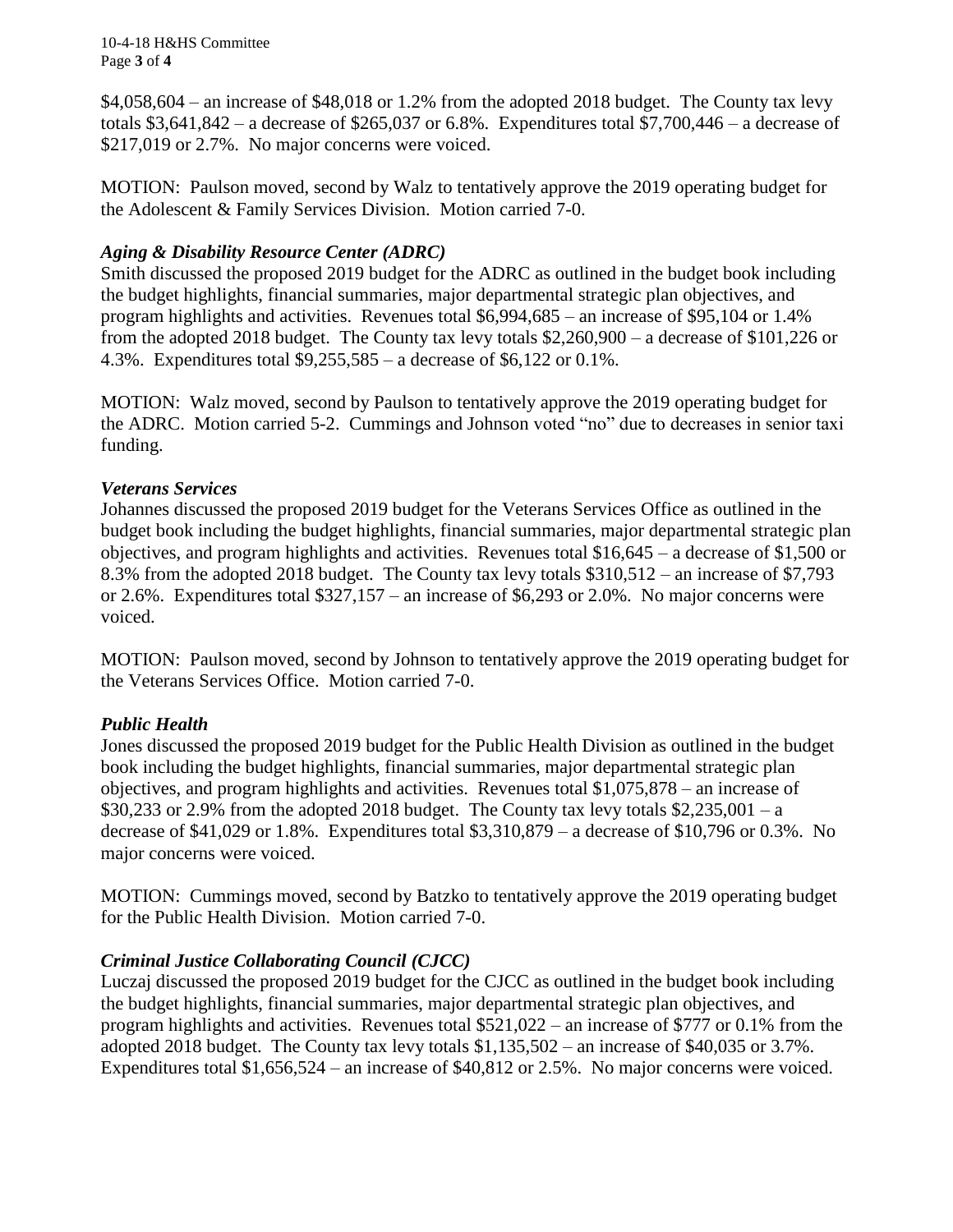$4,058,604 – an increase of $48,018 or 1.2% from the adopted 2018 budget. The County tax levy totals $3,641,842 – a decrease of $265,037 or 6.8%. Expenditures total $7,700,446 – a decrease of $217,019 or 2.7%. No major concerns were voiced.

MOTION: Paulson moved, second by Walz to tentatively approve the 2019 operating budget for the Adolescent & Family Services Division. Motion carried 7-0.

### *Aging & Disability Resource Center (ADRC)*

Smith discussed the proposed 2019 budget for the ADRC as outlined in the budget book including the budget highlights, financial summaries, major departmental strategic plan objectives, and program highlights and activities. Revenues total $6,994,685 – an increase of $95,104 or 1.4% from the adopted 2018 budget. The County tax levy totals $2,260,900 – a decrease of $101,226 or 4.3%. Expenditures total $9,255,585 – a decrease of $6,122 or 0.1%.

MOTION: Walz moved, second by Paulson to tentatively approve the 2019 operating budget for the ADRC. Motion carried 5-2. Cummings and Johnson voted "no" due to decreases in senior taxi funding.

### *Veterans Services*

Johannes discussed the proposed 2019 budget for the Veterans Services Office as outlined in the budget book including the budget highlights, financial summaries, major departmental strategic plan objectives, and program highlights and activities. Revenues total $16,645 – a decrease of $1,500 or 8.3% from the adopted 2018 budget. The County tax levy totals $310,512 – an increase of $7,793 or 2.6%. Expenditures total $327,157 – an increase of $6,293 or 2.0%. No major concerns were voiced.

MOTION: Paulson moved, second by Johnson to tentatively approve the 2019 operating budget for the Veterans Services Office. Motion carried 7-0.

### *Public Health*

Jones discussed the proposed 2019 budget for the Public Health Division as outlined in the budget book including the budget highlights, financial summaries, major departmental strategic plan objectives, and program highlights and activities. Revenues total $1,075,878 – an increase of $30,233 or 2.9% from the adopted 2018 budget. The County tax levy totals $2,235,001 – a decrease of $41,029 or 1.8%. Expenditures total $3,310,879 – a decrease of $10,796 or 0.3%. No major concerns were voiced.

MOTION: Cummings moved, second by Batzko to tentatively approve the 2019 operating budget for the Public Health Division. Motion carried 7-0.

### *Criminal Justice Collaborating Council (CJCC)*

Luczaj discussed the proposed 2019 budget for the CJCC as outlined in the budget book including the budget highlights, financial summaries, major departmental strategic plan objectives, and program highlights and activities. Revenues total $521,022 – an increase of $777 or 0.1% from the adopted 2018 budget. The County tax levy totals $1,135,502 – an increase of $40,035 or 3.7%. Expenditures total $1,656,524 – an increase of $40,812 or 2.5%. No major concerns were voiced.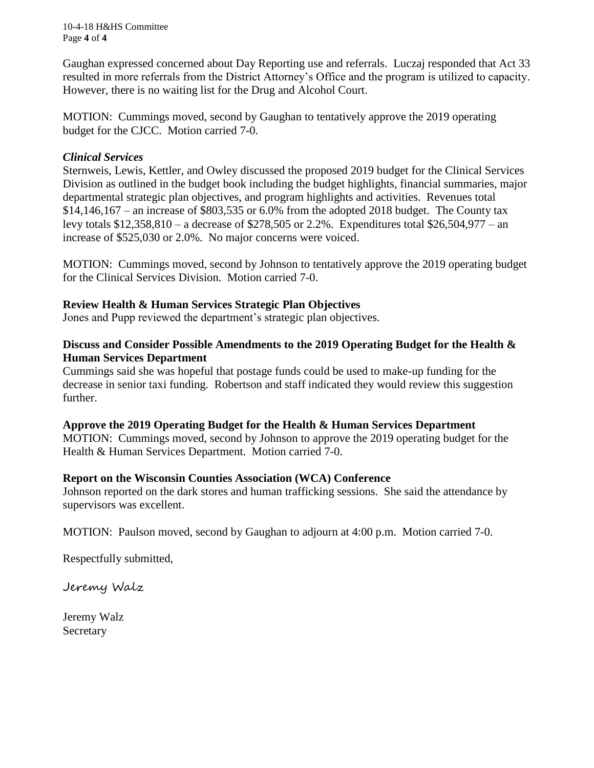Gaughan expressed concerned about Day Reporting use and referrals. Luczaj responded that Act 33 resulted in more referrals from the District Attorney's Office and the program is utilized to capacity. However, there is no waiting list for the Drug and Alcohol Court.

MOTION: Cummings moved, second by Gaughan to tentatively approve the 2019 operating budget for the CJCC. Motion carried 7-0.

***Clinical Services***

Sternweis, Lewis, Kettler, and Owley discussed the proposed 2019 budget for the Clinical Services Division as outlined in the budget book including the budget highlights, financial summaries, major departmental strategic plan objectives, and program highlights and activities. Revenues total $14,146,167 – an increase of $803,535 or 6.0% from the adopted 2018 budget. The County tax levy totals $12,358,810 – a decrease of $278,505 or 2.2%. Expenditures total $26,504,977 – an increase of $525,030 or 2.0%. No major concerns were voiced.

MOTION: Cummings moved, second by Johnson to tentatively approve the 2019 operating budget for the Clinical Services Division. Motion carried 7-0.

**Review Health & Human Services Strategic Plan Objectives**

Jones and Pupp reviewed the department's strategic plan objectives.

**Discuss and Consider Possible Amendments to the 2019 Operating Budget for the Health & Human Services Department**

Cummings said she was hopeful that postage funds could be used to make-up funding for the decrease in senior taxi funding. Robertson and staff indicated they would review this suggestion further.

**Approve the 2019 Operating Budget for the Health & Human Services Department**

MOTION: Cummings moved, second by Johnson to approve the 2019 operating budget for the Health & Human Services Department. Motion carried 7-0.

**Report on the Wisconsin Counties Association (WCA) Conference**

Johnson reported on the dark stores and human trafficking sessions. She said the attendance by supervisors was excellent.

MOTION: Paulson moved, second by Gaughan to adjourn at 4:00 p.m. Motion carried 7-0.

Respectfully submitted,

Jeremy Walz

Jeremy Walz
Secretary